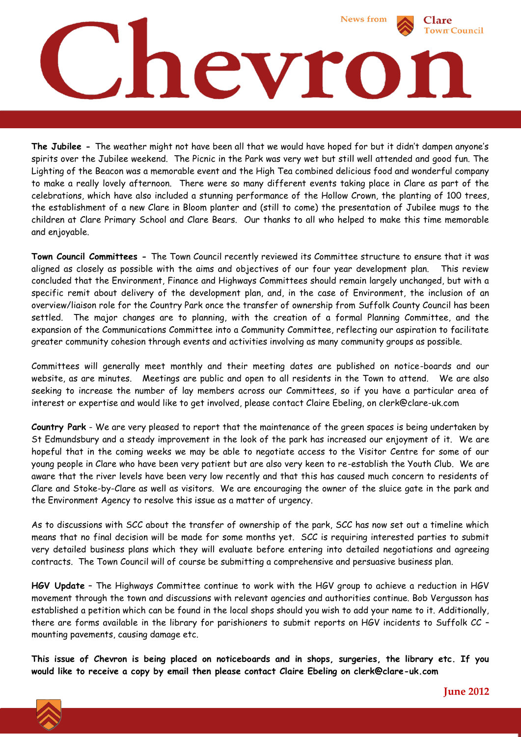News from Clare Town Council

# Chevron

**The Jubilee -** The weather might not have been all that we would have hoped for but it didn't dampen anyone's spirits over the Jubilee weekend. The Picnic in the Park was very wet but still well attended and good fun. The Lighting of the Beacon was a memorable event and the High Tea combined delicious food and wonderful company to make a really lovely afternoon. There were so many different events taking place in Clare as part of the celebrations, which have also included a stunning performance of the Hollow Crown, the planting of 100 trees, the establishment of a new Clare in Bloom planter and (still to come) the presentation of Jubilee mugs to the children at Clare Primary School and Clare Bears. Our thanks to all who helped to make this time memorable and enjoyable.

**Town Council Committees -** The Town Council recently reviewed its Committee structure to ensure that it was aligned as closely as possible with the aims and objectives of our four year development plan. This review concluded that the Environment, Finance and Highways Committees should remain largely unchanged, but with a specific remit about delivery of the development plan, and, in the case of Environment, the inclusion of an overview/liaison role for the Country Park once the transfer of ownership from Suffolk County Council has been settled. The major changes are to planning, with the creation of a formal Planning Committee, and the expansion of the Communications Committee into a Community Committee, reflecting our aspiration to facilitate greater community cohesion through events and activities involving as many community groups as possible.

Committees will generally meet monthly and their meeting dates are published on notice-boards and our website, as are minutes. Meetings are public and open to all residents in the Town to attend. We are also seeking to increase the number of lay members across our Committees, so if you have a particular area of interest or expertise and would like to get involved, please contact Claire Ebeling, on clerk@clare-uk.com

**Country Park** - We are very pleased to report that the maintenance of the green spaces is being undertaken by St Edmundsbury and a steady improvement in the look of the park has increased our enjoyment of it. We are hopeful that in the coming weeks we may be able to negotiate access to the Visitor Centre for some of our young people in Clare who have been very patient but are also very keen to re-establish the Youth Club. We are aware that the river levels have been very low recently and that this has caused much concern to residents of Clare and Stoke-by-Clare as well as visitors. We are encouraging the owner of the sluice gate in the park and the Environment Agency to resolve this issue as a matter of urgency.

As to discussions with SCC about the transfer of ownership of the park, SCC has now set out a timeline which means that no final decision will be made for some months yet. SCC is requiring interested parties to submit very detailed business plans which they will evaluate before entering into detailed negotiations and agreeing contracts. The Town Council will of course be submitting a comprehensive and persuasive business plan.

**HGV Update** – The Highways Committee continue to work with the HGV group to achieve a reduction in HGV movement through the town and discussions with relevant agencies and authorities continue. Bob Vergusson has established a petition which can be found in the local shops should you wish to add your name to it. Additionally, there are forms available in the library for parishioners to submit reports on HGV incidents to Suffolk CC – mounting pavements, causing damage etc.

**This issue of Chevron is being placed on noticeboards and in shops, surgeries, the library etc. If you would like to receive a copy by email then please contact Claire Ebeling on clerk@clare-uk.com**

**June 2012**